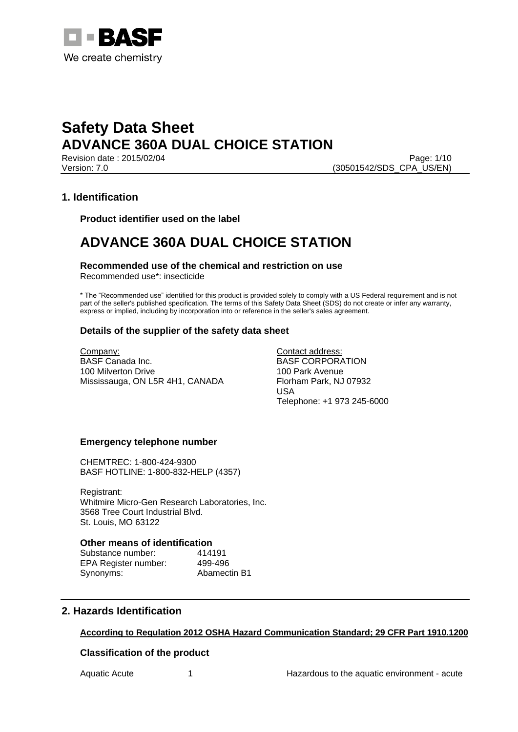BASF

We create chemistry

# Safety Data Sheet
# ADVANCE 360A DUAL CHOICE STATION

Revision date : 2015/02/04
Version: 7.0
(30501542/SDS_CPA_US/EN)

## 1. Identification

### Product identifier used on the label

# ADVANCE 360A DUAL CHOICE STATION

### Recommended use of the chemical and restriction on use

Recommended use*: insecticide

* The "Recommended use" identified for this product is provided solely to comply with a US Federal requirement and is not part of the seller's published specification. The terms of this Safety Data Sheet (SDS) do not create or infer any warranty, express or implied, including by incorporation into or reference in the seller's sales agreement.

### Details of the supplier of the safety data sheet

Company:
BASF Canada Inc.
100 Milverton Drive
Mississauga, ON L5R 4H1, CANADA

Contact address:
BASF CORPORATION
100 Park Avenue
Florham Park, NJ 07932
USA
Telephone: +1 973 245-6000

### Emergency telephone number

CHEMTREC: 1-800-424-9300
BASF HOTLINE: 1-800-832-HELP (4357)

Registrant:
Whitmire Micro-Gen Research Laboratories, Inc.
3568 Tree Court Industrial Blvd.
St. Louis, MO 63122

### Other means of identification

| | |
|---|---|
| Substance number: | 414191 |
| EPA Register number: | 499-496 |
| Synonyms: | Abamectin B1 |

## 2. Hazards Identification

**According to Regulation 2012 OSHA Hazard Communication Standard; 29 CFR Part 1910.1200**

### Classification of the product

| | | |
|---|---|---|
| Aquatic Acute | 1 | Hazardous to the aquatic environment - acute |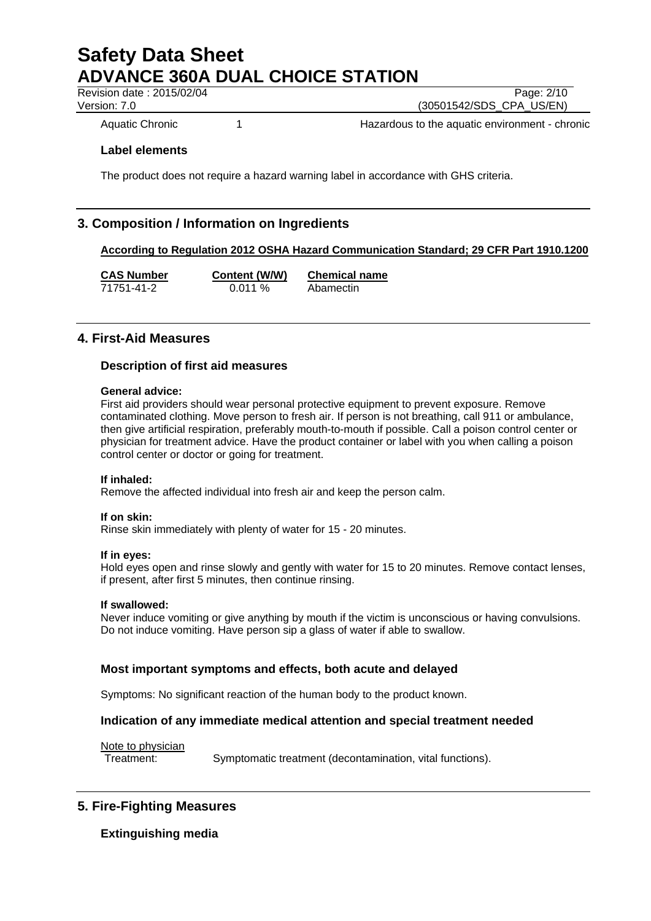| Aquatic Chronic | 1 | Hazardous to the aquatic environment - chronic |
|---|---|---|

### Label elements

The product does not require a hazard warning label in accordance with GHS criteria.

## 3. Composition / Information on Ingredients

**According to Regulation 2012 OSHA Hazard Communication Standard; 29 CFR Part 1910.1200**

| CAS Number | Content (W/W) | Chemical name |
|---|---|---|
| 71751-41-2 | 0.011 % | Abamectin |

## 4. First-Aid Measures

### Description of first aid measures

**General advice:**
First aid providers should wear personal protective equipment to prevent exposure. Remove contaminated clothing. Move person to fresh air. If person is not breathing, call 911 or ambulance, then give artificial respiration, preferably mouth-to-mouth if possible. Call a poison control center or physician for treatment advice. Have the product container or label with you when calling a poison control center or doctor or going for treatment.

**If inhaled:**
Remove the affected individual into fresh air and keep the person calm.

**If on skin:**
Rinse skin immediately with plenty of water for 15 - 20 minutes.

**If in eyes:**
Hold eyes open and rinse slowly and gently with water for 15 to 20 minutes. Remove contact lenses, if present, after first 5 minutes, then continue rinsing.

**If swallowed:**
Never induce vomiting or give anything by mouth if the victim is unconscious or having convulsions. Do not induce vomiting. Have person sip a glass of water if able to swallow.

### Most important symptoms and effects, both acute and delayed

Symptoms: No significant reaction of the human body to the product known.

### Indication of any immediate medical attention and special treatment needed

Note to physician
Treatment: Symptomatic treatment (decontamination, vital functions).

## 5. Fire-Fighting Measures

### Extinguishing media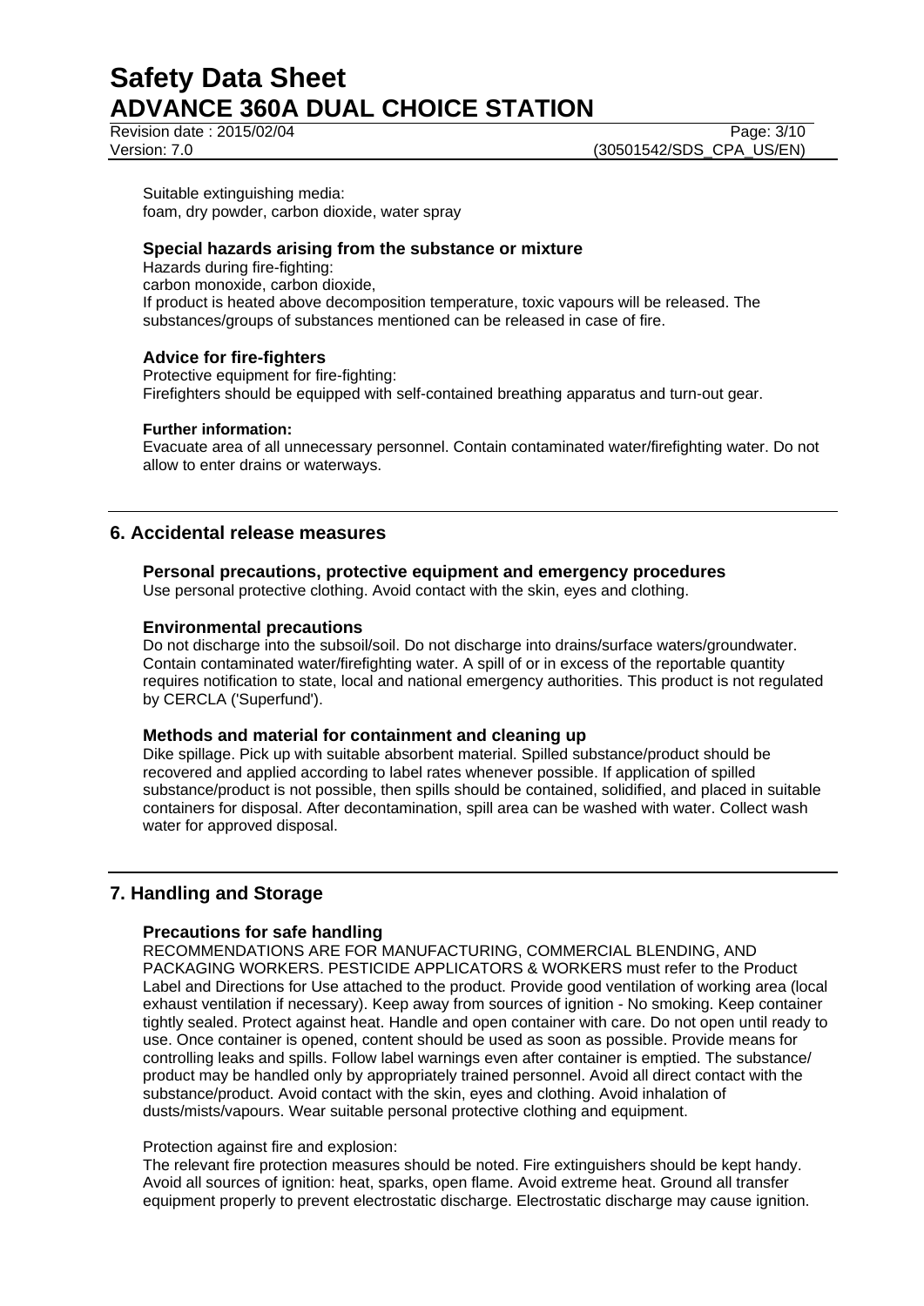Suitable extinguishing media:
foam, dry powder, carbon dioxide, water spray

### Special hazards arising from the substance or mixture

Hazards during fire-fighting:
carbon monoxide, carbon dioxide,
If product is heated above decomposition temperature, toxic vapours will be released. The substances/groups of substances mentioned can be released in case of fire.

### Advice for fire-fighters

Protective equipment for fire-fighting:
Firefighters should be equipped with self-contained breathing apparatus and turn-out gear.

**Further information:**
Evacuate area of all unnecessary personnel. Contain contaminated water/firefighting water. Do not allow to enter drains or waterways.

## 6. Accidental release measures

### Personal precautions, protective equipment and emergency procedures

Use personal protective clothing. Avoid contact with the skin, eyes and clothing.

### Environmental precautions

Do not discharge into the subsoil/soil. Do not discharge into drains/surface waters/groundwater. Contain contaminated water/firefighting water. A spill of or in excess of the reportable quantity requires notification to state, local and national emergency authorities. This product is not regulated by CERCLA ('Superfund').

### Methods and material for containment and cleaning up

Dike spillage. Pick up with suitable absorbent material. Spilled substance/product should be recovered and applied according to label rates whenever possible. If application of spilled substance/product is not possible, then spills should be contained, solidified, and placed in suitable containers for disposal. After decontamination, spill area can be washed with water. Collect wash water for approved disposal.

## 7. Handling and Storage

### Precautions for safe handling

RECOMMENDATIONS ARE FOR MANUFACTURING, COMMERCIAL BLENDING, AND PACKAGING WORKERS. PESTICIDE APPLICATORS & WORKERS must refer to the Product Label and Directions for Use attached to the product. Provide good ventilation of working area (local exhaust ventilation if necessary). Keep away from sources of ignition - No smoking. Keep container tightly sealed. Protect against heat. Handle and open container with care. Do not open until ready to use. Once container is opened, content should be used as soon as possible. Provide means for controlling leaks and spills. Follow label warnings even after container is emptied. The substance/ product may be handled only by appropriately trained personnel. Avoid all direct contact with the substance/product. Avoid contact with the skin, eyes and clothing. Avoid inhalation of dusts/mists/vapours. Wear suitable personal protective clothing and equipment.

Protection against fire and explosion:
The relevant fire protection measures should be noted. Fire extinguishers should be kept handy. Avoid all sources of ignition: heat, sparks, open flame. Avoid extreme heat. Ground all transfer equipment properly to prevent electrostatic discharge. Electrostatic discharge may cause ignition.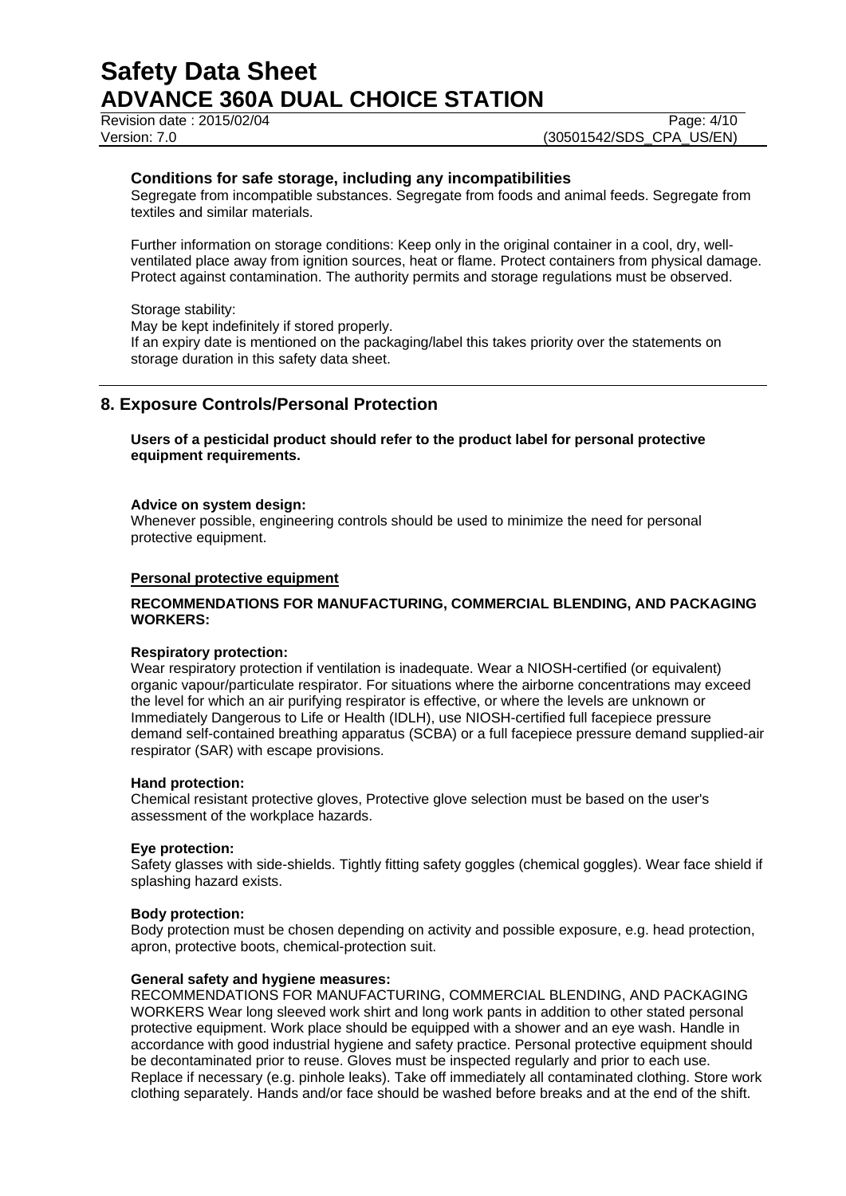### Conditions for safe storage, including any incompatibilities

Segregate from incompatible substances. Segregate from foods and animal feeds. Segregate from textiles and similar materials.

Further information on storage conditions: Keep only in the original container in a cool, dry, well-ventilated place away from ignition sources, heat or flame. Protect containers from physical damage. Protect against contamination. The authority permits and storage regulations must be observed.

Storage stability:
May be kept indefinitely if stored properly.
If an expiry date is mentioned on the packaging/label this takes priority over the statements on storage duration in this safety data sheet.

## 8. Exposure Controls/Personal Protection

**Users of a pesticidal product should refer to the product label for personal protective equipment requirements.**

**Advice on system design:**
Whenever possible, engineering controls should be used to minimize the need for personal protective equipment.

**Personal protective equipment**

**RECOMMENDATIONS FOR MANUFACTURING, COMMERCIAL BLENDING, AND PACKAGING WORKERS:**

**Respiratory protection:**
Wear respiratory protection if ventilation is inadequate. Wear a NIOSH-certified (or equivalent) organic vapour/particulate respirator. For situations where the airborne concentrations may exceed the level for which an air purifying respirator is effective, or where the levels are unknown or Immediately Dangerous to Life or Health (IDLH), use NIOSH-certified full facepiece pressure demand self-contained breathing apparatus (SCBA) or a full facepiece pressure demand supplied-air respirator (SAR) with escape provisions.

**Hand protection:**
Chemical resistant protective gloves, Protective glove selection must be based on the user's assessment of the workplace hazards.

**Eye protection:**
Safety glasses with side-shields. Tightly fitting safety goggles (chemical goggles). Wear face shield if splashing hazard exists.

**Body protection:**
Body protection must be chosen depending on activity and possible exposure, e.g. head protection, apron, protective boots, chemical-protection suit.

**General safety and hygiene measures:**
RECOMMENDATIONS FOR MANUFACTURING, COMMERCIAL BLENDING, AND PACKAGING WORKERS Wear long sleeved work shirt and long work pants in addition to other stated personal protective equipment. Work place should be equipped with a shower and an eye wash. Handle in accordance with good industrial hygiene and safety practice. Personal protective equipment should be decontaminated prior to reuse. Gloves must be inspected regularly and prior to each use. Replace if necessary (e.g. pinhole leaks). Take off immediately all contaminated clothing. Store work clothing separately. Hands and/or face should be washed before breaks and at the end of the shift.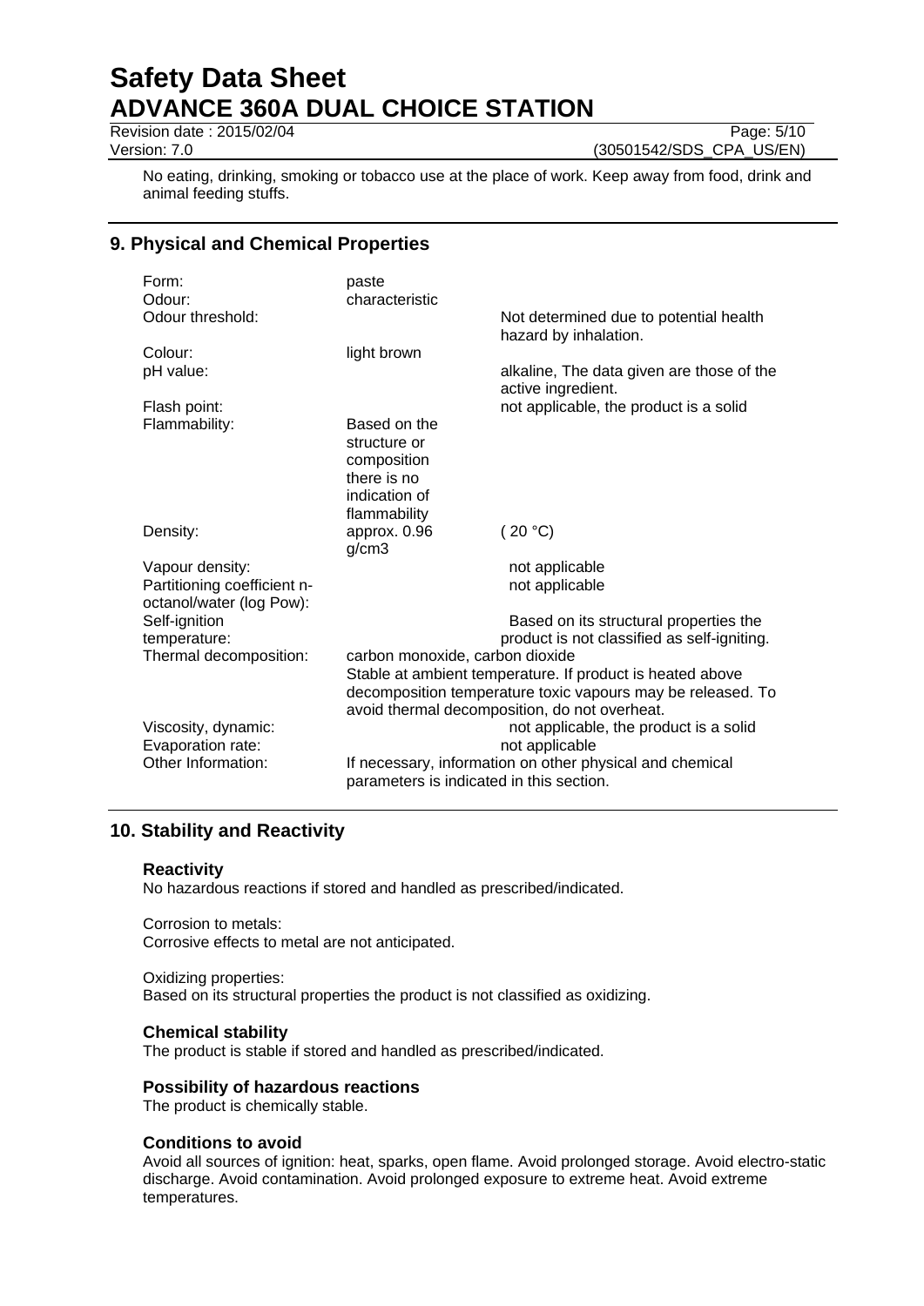No eating, drinking, smoking or tobacco use at the place of work. Keep away from food, drink and animal feeding stuffs.

## 9. Physical and Chemical Properties

| Property | Value | Remarks |
|---|---|---|
| Form: | paste | |
| Odour: | characteristic | |
| Odour threshold: | | Not determined due to potential health hazard by inhalation. |
| Colour: | light brown | |
| pH value: | | alkaline, The data given are those of the active ingredient. |
| Flash point: | | not applicable, the product is a solid |
| Flammability: | Based on the structure or composition there is no indication of flammability | |
| Density: | approx. 0.96 g/cm3 | ( 20 °C) |
| Vapour density: | | not applicable |
| Partitioning coefficient n-octanol/water (log Pow): | | not applicable |
| Self-ignition temperature: | | Based on its structural properties the product is not classified as self-igniting. |
| Thermal decomposition: | carbon monoxide, carbon dioxide<br>Stable at ambient temperature. If product is heated above decomposition temperature toxic vapours may be released. To avoid thermal decomposition, do not overheat. | |
| Viscosity, dynamic: | | not applicable, the product is a solid |
| Evaporation rate: | | not applicable |
| Other Information: | If necessary, information on other physical and chemical parameters is indicated in this section. | |

## 10. Stability and Reactivity

### Reactivity

No hazardous reactions if stored and handled as prescribed/indicated.

Corrosion to metals:
Corrosive effects to metal are not anticipated.

Oxidizing properties:
Based on its structural properties the product is not classified as oxidizing.

### Chemical stability

The product is stable if stored and handled as prescribed/indicated.

### Possibility of hazardous reactions

The product is chemically stable.

### Conditions to avoid

Avoid all sources of ignition: heat, sparks, open flame. Avoid prolonged storage. Avoid electro-static discharge. Avoid contamination. Avoid prolonged exposure to extreme heat. Avoid extreme temperatures.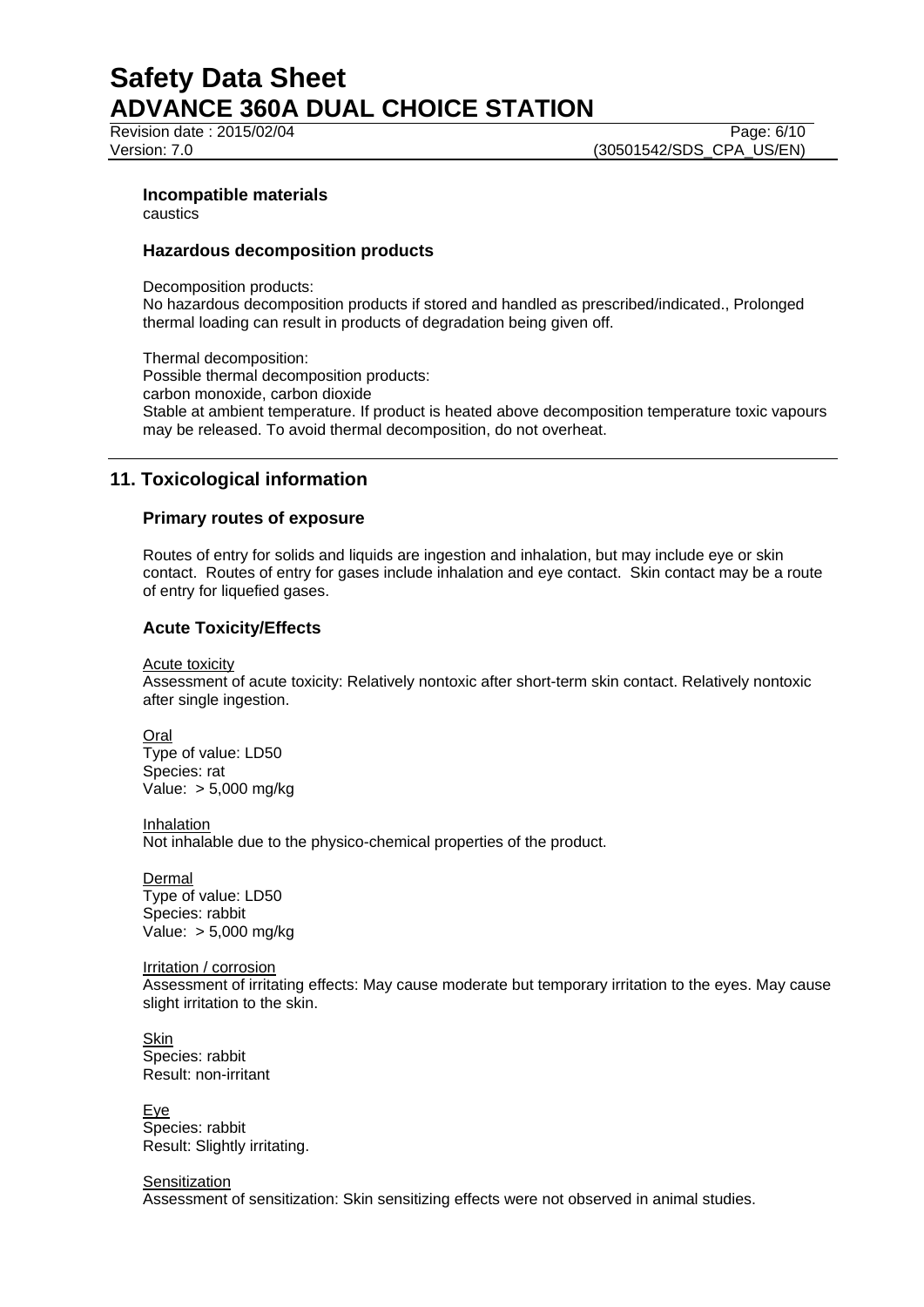### Incompatible materials

caustics

### Hazardous decomposition products

Decomposition products:
No hazardous decomposition products if stored and handled as prescribed/indicated., Prolonged thermal loading can result in products of degradation being given off.

Thermal decomposition:
Possible thermal decomposition products:
carbon monoxide, carbon dioxide
Stable at ambient temperature. If product is heated above decomposition temperature toxic vapours may be released. To avoid thermal decomposition, do not overheat.

## 11. Toxicological information

### Primary routes of exposure

Routes of entry for solids and liquids are ingestion and inhalation, but may include eye or skin contact. Routes of entry for gases include inhalation and eye contact. Skin contact may be a route of entry for liquefied gases.

### Acute Toxicity/Effects

Acute toxicity
Assessment of acute toxicity: Relatively nontoxic after short-term skin contact. Relatively nontoxic after single ingestion.

Oral
Type of value: LD50
Species: rat
Value: > 5,000 mg/kg

Inhalation
Not inhalable due to the physico-chemical properties of the product.

Dermal
Type of value: LD50
Species: rabbit
Value: > 5,000 mg/kg

Irritation / corrosion
Assessment of irritating effects: May cause moderate but temporary irritation to the eyes. May cause slight irritation to the skin.

Skin
Species: rabbit
Result: non-irritant

Eye
Species: rabbit
Result: Slightly irritating.

Sensitization
Assessment of sensitization: Skin sensitizing effects were not observed in animal studies.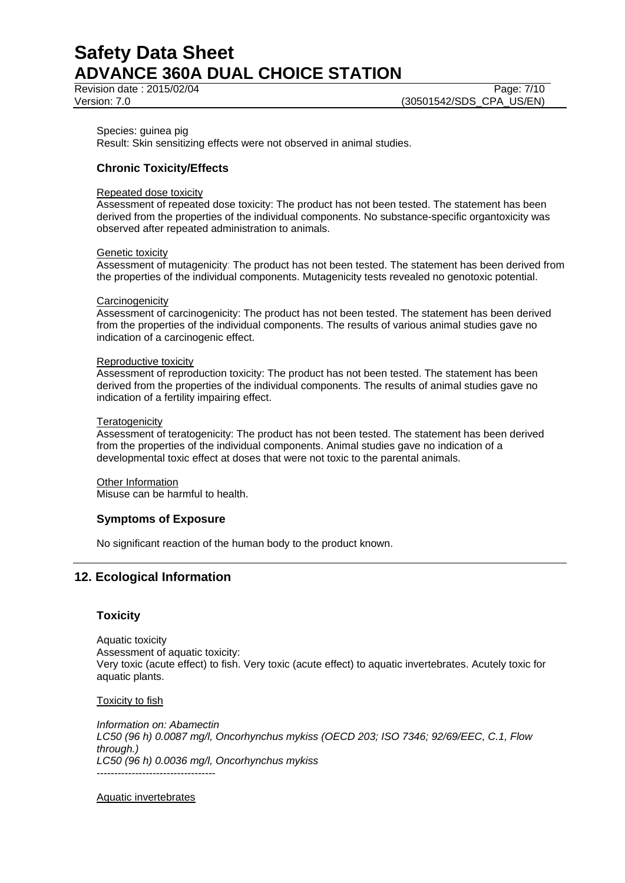Species: guinea pig
Result: Skin sensitizing effects were not observed in animal studies.

### Chronic Toxicity/Effects

Repeated dose toxicity
Assessment of repeated dose toxicity: The product has not been tested. The statement has been derived from the properties of the individual components. No substance-specific organtoxicity was observed after repeated administration to animals.

Genetic toxicity
Assessment of mutagenicity: The product has not been tested. The statement has been derived from the properties of the individual components. Mutagenicity tests revealed no genotoxic potential.

Carcinogenicity
Assessment of carcinogenicity: The product has not been tested. The statement has been derived from the properties of the individual components. The results of various animal studies gave no indication of a carcinogenic effect.

Reproductive toxicity
Assessment of reproduction toxicity: The product has not been tested. The statement has been derived from the properties of the individual components. The results of animal studies gave no indication of a fertility impairing effect.

Teratogenicity
Assessment of teratogenicity: The product has not been tested. The statement has been derived from the properties of the individual components. Animal studies gave no indication of a developmental toxic effect at doses that were not toxic to the parental animals.

Other Information
Misuse can be harmful to health.

### Symptoms of Exposure

No significant reaction of the human body to the product known.

## 12. Ecological Information

### Toxicity

Aquatic toxicity
Assessment of aquatic toxicity:
Very toxic (acute effect) to fish. Very toxic (acute effect) to aquatic invertebrates. Acutely toxic for aquatic plants.

Toxicity to fish

*Information on: Abamectin*
*LC50 (96 h) 0.0087 mg/l, Oncorhynchus mykiss (OECD 203; ISO 7346; 92/69/EEC, C.1, Flow through.)*
*LC50 (96 h) 0.0036 mg/l, Oncorhynchus mykiss*
----------------------------------

Aquatic invertebrates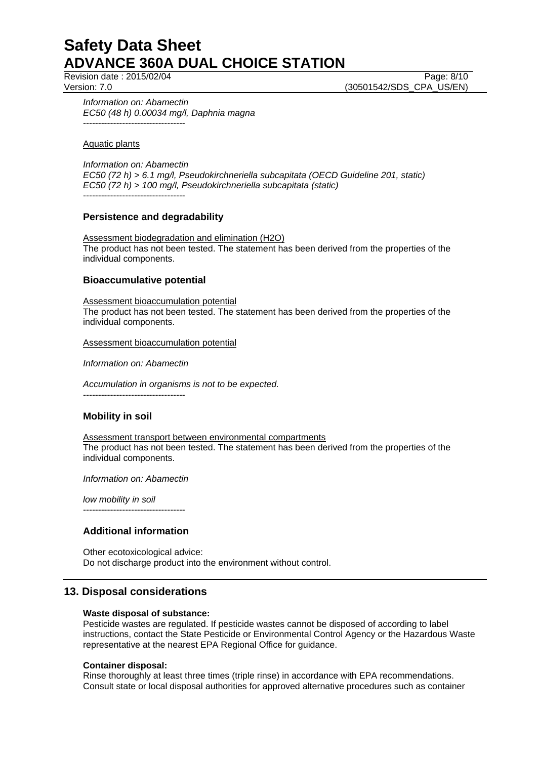*Information on: Abamectin*
*EC50 (48 h) 0.00034 mg/l, Daphnia magna*
----------------------------------

Aquatic plants

*Information on: Abamectin*
*EC50 (72 h) > 6.1 mg/l, Pseudokirchneriella subcapitata (OECD Guideline 201, static)*
*EC50 (72 h) > 100 mg/l, Pseudokirchneriella subcapitata (static)*
----------------------------------

### Persistence and degradability

Assessment biodegradation and elimination (H2O)
The product has not been tested. The statement has been derived from the properties of the individual components.

### Bioaccumulative potential

Assessment bioaccumulation potential
The product has not been tested. The statement has been derived from the properties of the individual components.

Assessment bioaccumulation potential

*Information on: Abamectin*

*Accumulation in organisms is not to be expected.*
----------------------------------

### Mobility in soil

Assessment transport between environmental compartments
The product has not been tested. The statement has been derived from the properties of the individual components.

*Information on: Abamectin*

*low mobility in soil*
----------------------------------

### Additional information

Other ecotoxicological advice:
Do not discharge product into the environment without control.

## 13. Disposal considerations

**Waste disposal of substance:**
Pesticide wastes are regulated. If pesticide wastes cannot be disposed of according to label instructions, contact the State Pesticide or Environmental Control Agency or the Hazardous Waste representative at the nearest EPA Regional Office for guidance.

**Container disposal:**
Rinse thoroughly at least three times (triple rinse) in accordance with EPA recommendations. Consult state or local disposal authorities for approved alternative procedures such as container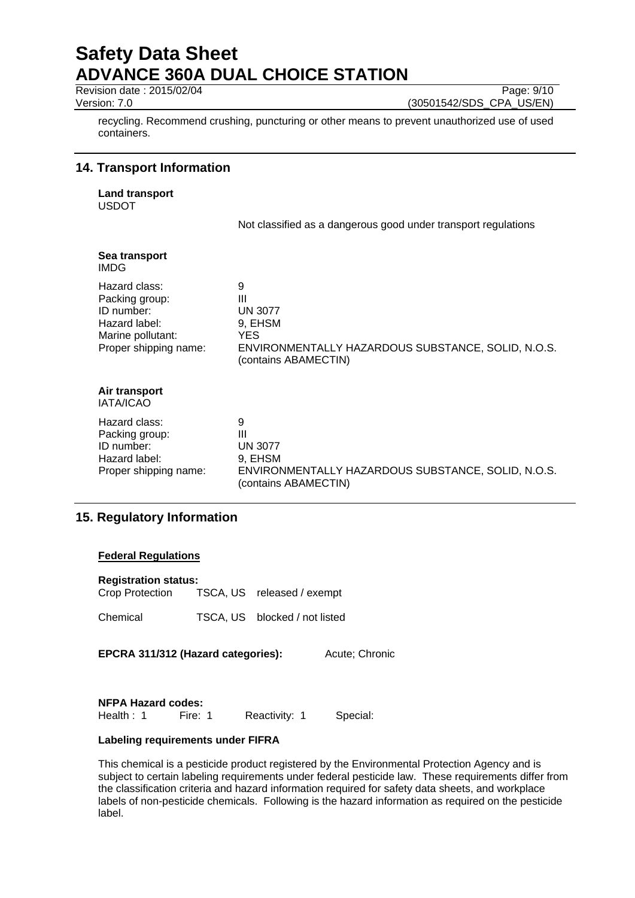recycling. Recommend crushing, puncturing or other means to prevent unauthorized use of used containers.

## 14. Transport Information

**Land transport**
USDOT

Not classified as a dangerous good under transport regulations

**Sea transport**
IMDG

| | |
|---|---|
| Hazard class: | 9 |
| Packing group: | III |
| ID number: | UN 3077 |
| Hazard label: | 9, EHSM |
| Marine pollutant: | YES |
| Proper shipping name: | ENVIRONMENTALLY HAZARDOUS SUBSTANCE, SOLID, N.O.S. (contains ABAMECTIN) |

**Air transport**
IATA/ICAO

| | |
|---|---|
| Hazard class: | 9 |
| Packing group: | III |
| ID number: | UN 3077 |
| Hazard label: | 9, EHSM |
| Proper shipping name: | ENVIRONMENTALLY HAZARDOUS SUBSTANCE, SOLID, N.O.S. (contains ABAMECTIN) |

## 15. Regulatory Information

**Federal Regulations**

**Registration status:**

| | | |
|---|---|---|
| Crop Protection | TSCA, US | released / exempt |
| Chemical | TSCA, US | blocked / not listed |

**EPCRA 311/312 (Hazard categories):** Acute; Chronic

**NFPA Hazard codes:**
Health : 1 Fire: 1 Reactivity: 1 Special:

**Labeling requirements under FIFRA**

This chemical is a pesticide product registered by the Environmental Protection Agency and is subject to certain labeling requirements under federal pesticide law. These requirements differ from the classification criteria and hazard information required for safety data sheets, and workplace labels of non-pesticide chemicals. Following is the hazard information as required on the pesticide label.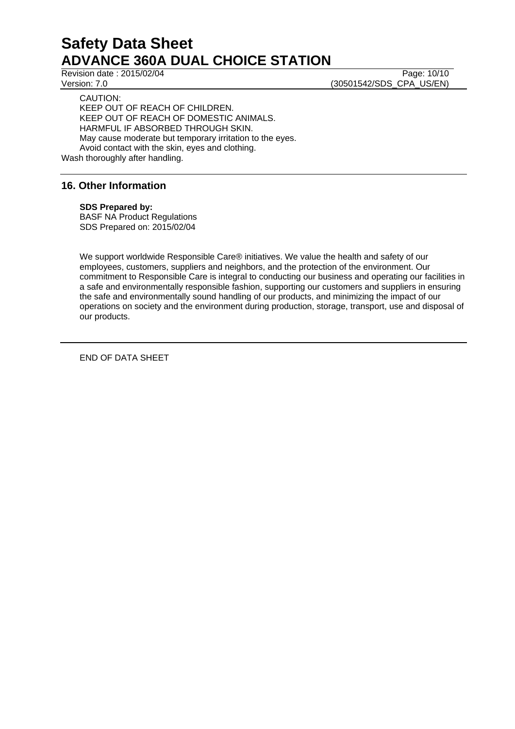CAUTION:
KEEP OUT OF REACH OF CHILDREN.
KEEP OUT OF REACH OF DOMESTIC ANIMALS.
HARMFUL IF ABSORBED THROUGH SKIN.
May cause moderate but temporary irritation to the eyes.
Avoid contact with the skin, eyes and clothing.
Wash thoroughly after handling.

## 16. Other Information

**SDS Prepared by:**
BASF NA Product Regulations
SDS Prepared on: 2015/02/04

We support worldwide Responsible Care® initiatives. We value the health and safety of our employees, customers, suppliers and neighbors, and the protection of the environment. Our commitment to Responsible Care is integral to conducting our business and operating our facilities in a safe and environmentally responsible fashion, supporting our customers and suppliers in ensuring the safe and environmentally sound handling of our products, and minimizing the impact of our operations on society and the environment during production, storage, transport, use and disposal of our products.

---

END OF DATA SHEET